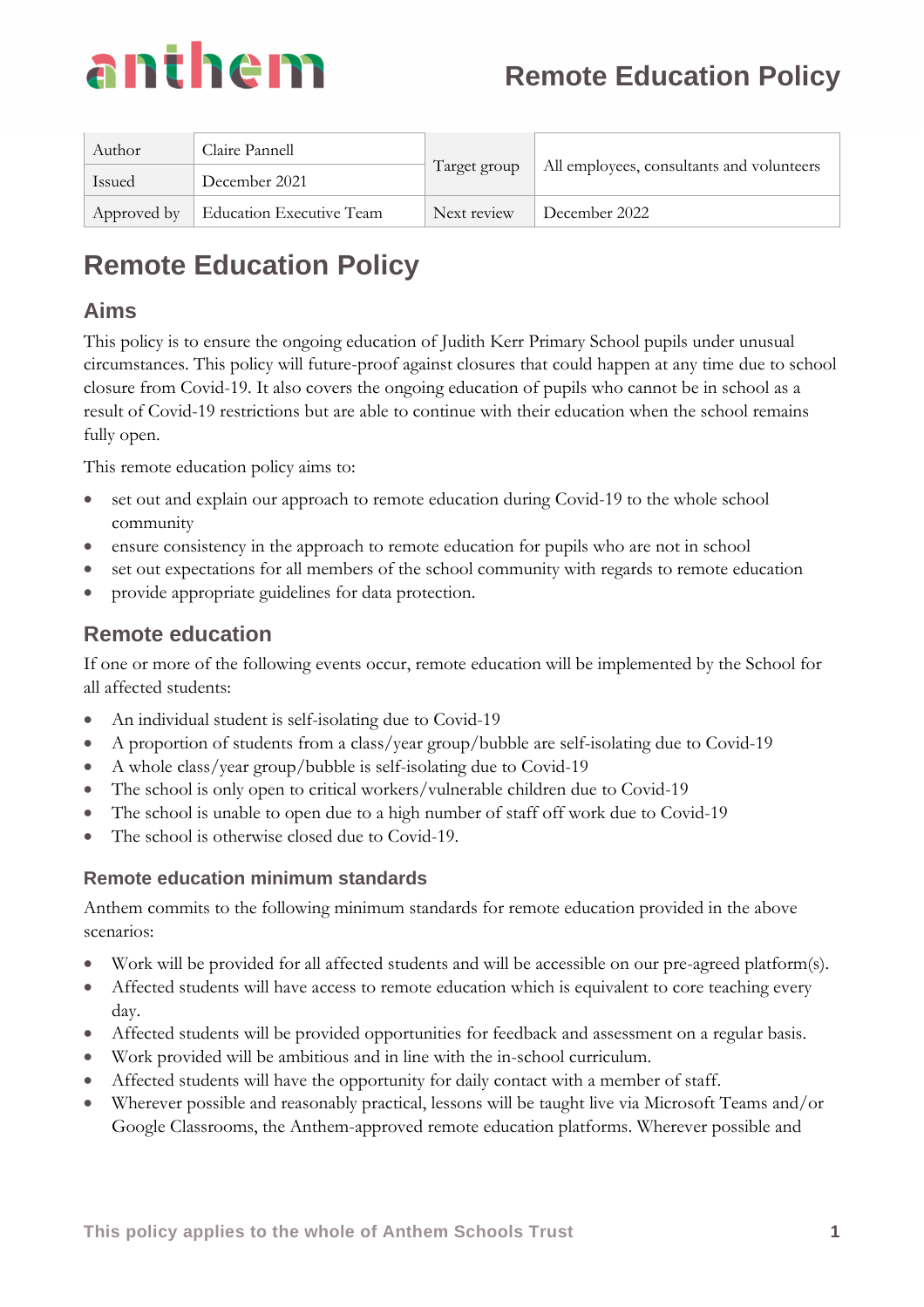| Author | Claire Pannell | Target group | All employees, consultants and volunteers |
|---|---|---|---|
| Issued | December 2021 | | |
| Approved by | Education Executive Team | Next review | December 2022 |

# Remote Education Policy

## Aims

This policy is to ensure the ongoing education of Judith Kerr Primary School pupils under unusual circumstances. This policy will future-proof against closures that could happen at any time due to school closure from Covid-19. It also covers the ongoing education of pupils who cannot be in school as a result of Covid-19 restrictions but are able to continue with their education when the school remains fully open.

This remote education policy aims to:

- set out and explain our approach to remote education during Covid-19 to the whole school community
- ensure consistency in the approach to remote education for pupils who are not in school
- set out expectations for all members of the school community with regards to remote education
- provide appropriate guidelines for data protection.

## Remote education

If one or more of the following events occur, remote education will be implemented by the School for all affected students:

- An individual student is self-isolating due to Covid-19
- A proportion of students from a class/year group/bubble are self-isolating due to Covid-19
- A whole class/year group/bubble is self-isolating due to Covid-19
- The school is only open to critical workers/vulnerable children due to Covid-19
- The school is unable to open due to a high number of staff off work due to Covid-19
- The school is otherwise closed due to Covid-19.

### Remote education minimum standards

Anthem commits to the following minimum standards for remote education provided in the above scenarios:

- Work will be provided for all affected students and will be accessible on our pre-agreed platform(s).
- Affected students will have access to remote education which is equivalent to core teaching every day.
- Affected students will be provided opportunities for feedback and assessment on a regular basis.
- Work provided will be ambitious and in line with the in-school curriculum.
- Affected students will have the opportunity for daily contact with a member of staff.
- Wherever possible and reasonably practical, lessons will be taught live via Microsoft Teams and/or Google Classrooms, the Anthem-approved remote education platforms. Wherever possible and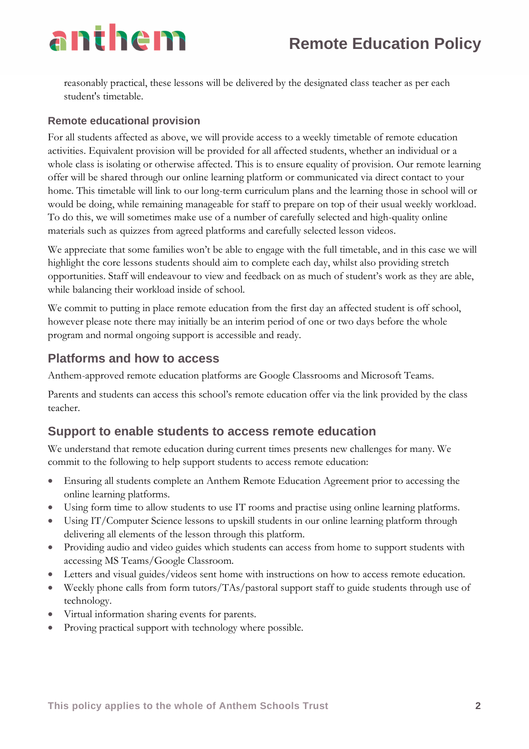reasonably practical, these lessons will be delivered by the designated class teacher as per each student's timetable.

### Remote educational provision

For all students affected as above, we will provide access to a weekly timetable of remote education activities. Equivalent provision will be provided for all affected students, whether an individual or a whole class is isolating or otherwise affected. This is to ensure equality of provision. Our remote learning offer will be shared through our online learning platform or communicated via direct contact to your home. This timetable will link to our long-term curriculum plans and the learning those in school will or would be doing, while remaining manageable for staff to prepare on top of their usual weekly workload. To do this, we will sometimes make use of a number of carefully selected and high-quality online materials such as quizzes from agreed platforms and carefully selected lesson videos.

We appreciate that some families won't be able to engage with the full timetable, and in this case we will highlight the core lessons students should aim to complete each day, whilst also providing stretch opportunities. Staff will endeavour to view and feedback on as much of student's work as they are able, while balancing their workload inside of school.

We commit to putting in place remote education from the first day an affected student is off school, however please note there may initially be an interim period of one or two days before the whole program and normal ongoing support is accessible and ready.

## Platforms and how to access

Anthem-approved remote education platforms are Google Classrooms and Microsoft Teams.

Parents and students can access this school's remote education offer via the link provided by the class teacher.

## Support to enable students to access remote education

We understand that remote education during current times presents new challenges for many. We commit to the following to help support students to access remote education:

- Ensuring all students complete an Anthem Remote Education Agreement prior to accessing the online learning platforms.
- Using form time to allow students to use IT rooms and practise using online learning platforms.
- Using IT/Computer Science lessons to upskill students in our online learning platform through delivering all elements of the lesson through this platform.
- Providing audio and video guides which students can access from home to support students with accessing MS Teams/Google Classroom.
- Letters and visual guides/videos sent home with instructions on how to access remote education.
- Weekly phone calls from form tutors/TAs/pastoral support staff to guide students through use of technology.
- Virtual information sharing events for parents.
- Proving practical support with technology where possible.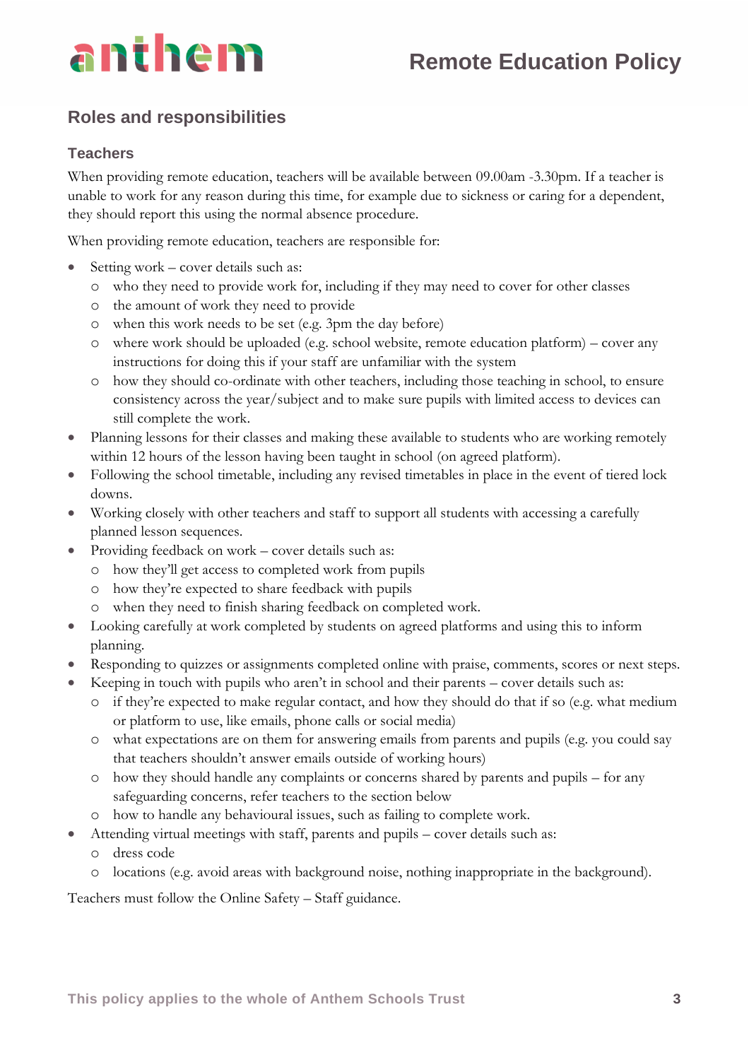## Roles and responsibilities

### Teachers

When providing remote education, teachers will be available between 09.00am -3.30pm. If a teacher is unable to work for any reason during this time, for example due to sickness or caring for a dependent, they should report this using the normal absence procedure.

When providing remote education, teachers are responsible for:

- Setting work – cover details such as:
  - who they need to provide work for, including if they may need to cover for other classes
  - the amount of work they need to provide
  - when this work needs to be set (e.g. 3pm the day before)
  - where work should be uploaded (e.g. school website, remote education platform) – cover any instructions for doing this if your staff are unfamiliar with the system
  - how they should co-ordinate with other teachers, including those teaching in school, to ensure consistency across the year/subject and to make sure pupils with limited access to devices can still complete the work.
- Planning lessons for their classes and making these available to students who are working remotely within 12 hours of the lesson having been taught in school (on agreed platform).
- Following the school timetable, including any revised timetables in place in the event of tiered lock downs.
- Working closely with other teachers and staff to support all students with accessing a carefully planned lesson sequences.
- Providing feedback on work – cover details such as:
  - how they'll get access to completed work from pupils
  - how they're expected to share feedback with pupils
  - when they need to finish sharing feedback on completed work.
- Looking carefully at work completed by students on agreed platforms and using this to inform planning.
- Responding to quizzes or assignments completed online with praise, comments, scores or next steps.
- Keeping in touch with pupils who aren't in school and their parents – cover details such as:
  - if they're expected to make regular contact, and how they should do that if so (e.g. what medium or platform to use, like emails, phone calls or social media)
  - what expectations are on them for answering emails from parents and pupils (e.g. you could say that teachers shouldn't answer emails outside of working hours)
  - how they should handle any complaints or concerns shared by parents and pupils – for any safeguarding concerns, refer teachers to the section below
  - how to handle any behavioural issues, such as failing to complete work.
- Attending virtual meetings with staff, parents and pupils – cover details such as:
  - dress code
  - locations (e.g. avoid areas with background noise, nothing inappropriate in the background).

Teachers must follow the Online Safety – Staff guidance.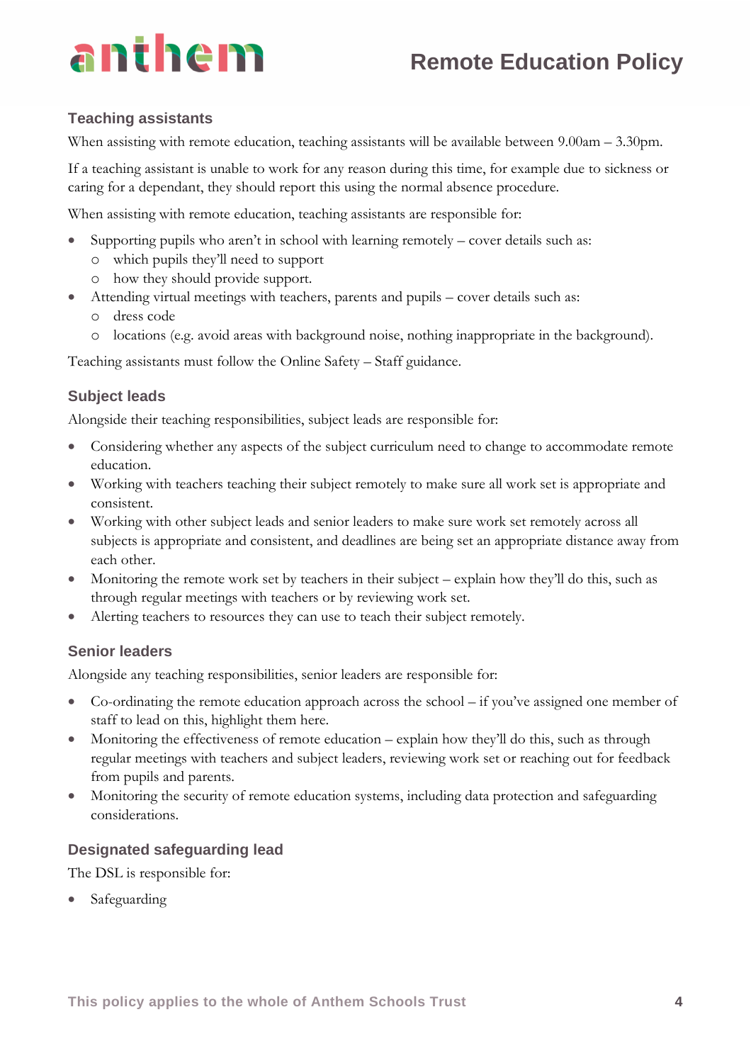### Teaching assistants

When assisting with remote education, teaching assistants will be available between 9.00am – 3.30pm.

If a teaching assistant is unable to work for any reason during this time, for example due to sickness or caring for a dependant, they should report this using the normal absence procedure.

When assisting with remote education, teaching assistants are responsible for:

- Supporting pupils who aren't in school with learning remotely – cover details such as:
  - which pupils they'll need to support
  - how they should provide support.
- Attending virtual meetings with teachers, parents and pupils – cover details such as:
  - dress code
  - locations (e.g. avoid areas with background noise, nothing inappropriate in the background).

Teaching assistants must follow the Online Safety – Staff guidance.

### Subject leads

Alongside their teaching responsibilities, subject leads are responsible for:

- Considering whether any aspects of the subject curriculum need to change to accommodate remote education.
- Working with teachers teaching their subject remotely to make sure all work set is appropriate and consistent.
- Working with other subject leads and senior leaders to make sure work set remotely across all subjects is appropriate and consistent, and deadlines are being set an appropriate distance away from each other.
- Monitoring the remote work set by teachers in their subject – explain how they'll do this, such as through regular meetings with teachers or by reviewing work set.
- Alerting teachers to resources they can use to teach their subject remotely.

### Senior leaders

Alongside any teaching responsibilities, senior leaders are responsible for:

- Co-ordinating the remote education approach across the school – if you've assigned one member of staff to lead on this, highlight them here.
- Monitoring the effectiveness of remote education – explain how they'll do this, such as through regular meetings with teachers and subject leaders, reviewing work set or reaching out for feedback from pupils and parents.
- Monitoring the security of remote education systems, including data protection and safeguarding considerations.

### Designated safeguarding lead

The DSL is responsible for:

- Safeguarding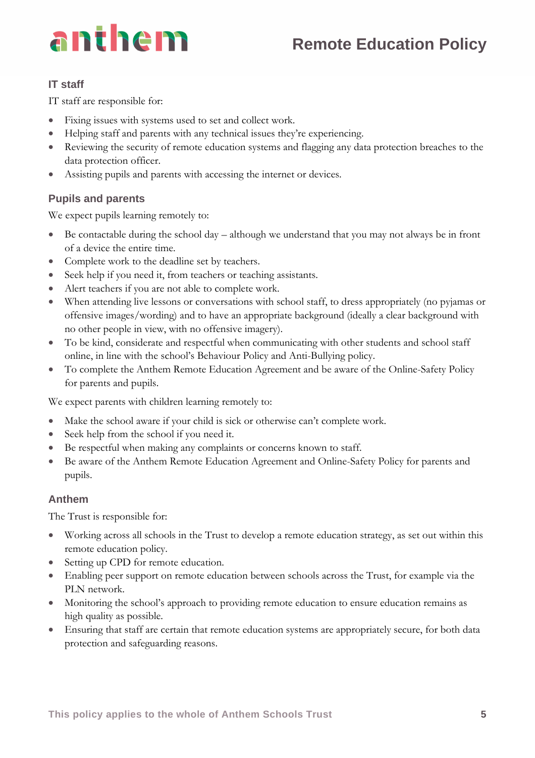### IT staff

IT staff are responsible for:

- Fixing issues with systems used to set and collect work.
- Helping staff and parents with any technical issues they're experiencing.
- Reviewing the security of remote education systems and flagging any data protection breaches to the data protection officer.
- Assisting pupils and parents with accessing the internet or devices.

### Pupils and parents

We expect pupils learning remotely to:

- Be contactable during the school day – although we understand that you may not always be in front of a device the entire time.
- Complete work to the deadline set by teachers.
- Seek help if you need it, from teachers or teaching assistants.
- Alert teachers if you are not able to complete work.
- When attending live lessons or conversations with school staff, to dress appropriately (no pyjamas or offensive images/wording) and to have an appropriate background (ideally a clear background with no other people in view, with no offensive imagery).
- To be kind, considerate and respectful when communicating with other students and school staff online, in line with the school's Behaviour Policy and Anti-Bullying policy.
- To complete the Anthem Remote Education Agreement and be aware of the Online-Safety Policy for parents and pupils.

We expect parents with children learning remotely to:

- Make the school aware if your child is sick or otherwise can't complete work.
- Seek help from the school if you need it.
- Be respectful when making any complaints or concerns known to staff.
- Be aware of the Anthem Remote Education Agreement and Online-Safety Policy for parents and pupils.

### Anthem

The Trust is responsible for:

- Working across all schools in the Trust to develop a remote education strategy, as set out within this remote education policy.
- Setting up CPD for remote education.
- Enabling peer support on remote education between schools across the Trust, for example via the PLN network.
- Monitoring the school's approach to providing remote education to ensure education remains as high quality as possible.
- Ensuring that staff are certain that remote education systems are appropriately secure, for both data protection and safeguarding reasons.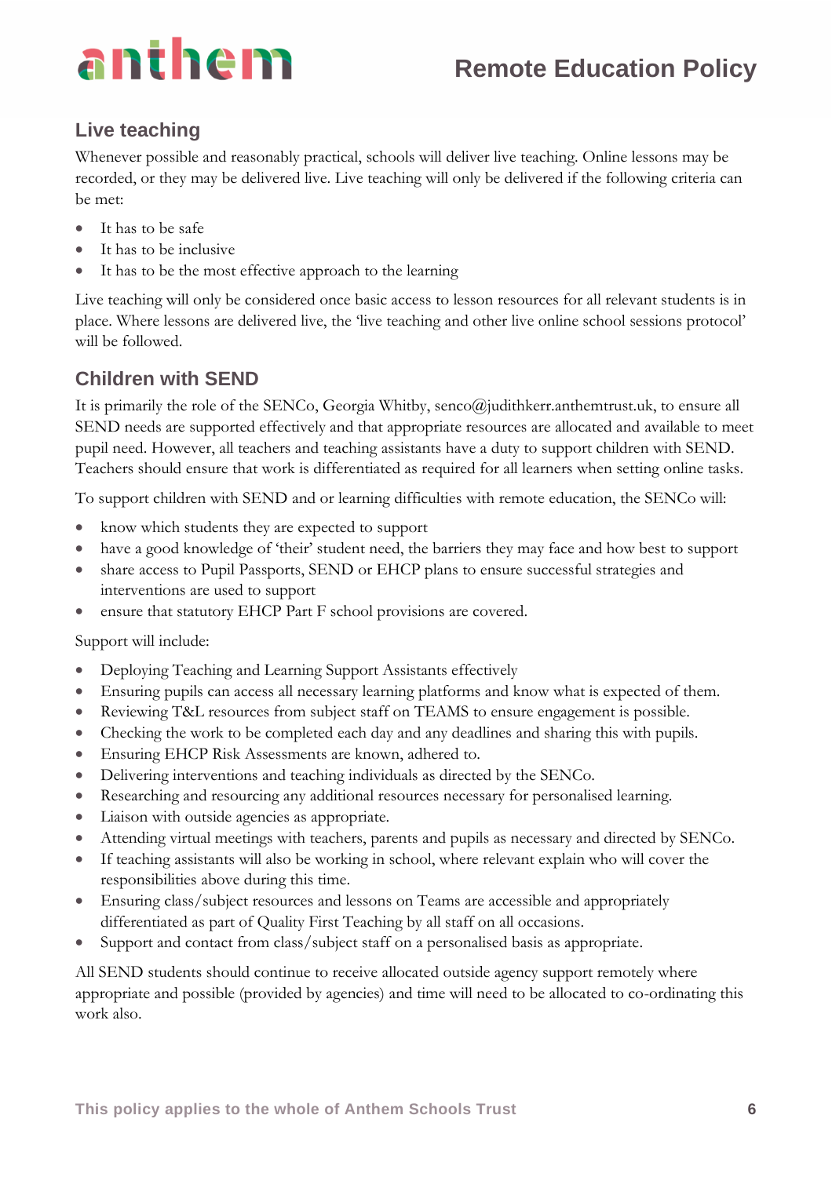## Live teaching

Whenever possible and reasonably practical, schools will deliver live teaching. Online lessons may be recorded, or they may be delivered live. Live teaching will only be delivered if the following criteria can be met:

- It has to be safe
- It has to be inclusive
- It has to be the most effective approach to the learning

Live teaching will only be considered once basic access to lesson resources for all relevant students is in place. Where lessons are delivered live, the 'live teaching and other live online school sessions protocol' will be followed.

## Children with SEND

It is primarily the role of the SENCo, Georgia Whitby, senco@judithkerr.anthemtrust.uk, to ensure all SEND needs are supported effectively and that appropriate resources are allocated and available to meet pupil need. However, all teachers and teaching assistants have a duty to support children with SEND. Teachers should ensure that work is differentiated as required for all learners when setting online tasks.

To support children with SEND and or learning difficulties with remote education, the SENCo will:

- know which students they are expected to support
- have a good knowledge of 'their' student need, the barriers they may face and how best to support
- share access to Pupil Passports, SEND or EHCP plans to ensure successful strategies and interventions are used to support
- ensure that statutory EHCP Part F school provisions are covered.

Support will include:

- Deploying Teaching and Learning Support Assistants effectively
- Ensuring pupils can access all necessary learning platforms and know what is expected of them.
- Reviewing T&L resources from subject staff on TEAMS to ensure engagement is possible.
- Checking the work to be completed each day and any deadlines and sharing this with pupils.
- Ensuring EHCP Risk Assessments are known, adhered to.
- Delivering interventions and teaching individuals as directed by the SENCo.
- Researching and resourcing any additional resources necessary for personalised learning.
- Liaison with outside agencies as appropriate.
- Attending virtual meetings with teachers, parents and pupils as necessary and directed by SENCo.
- If teaching assistants will also be working in school, where relevant explain who will cover the responsibilities above during this time.
- Ensuring class/subject resources and lessons on Teams are accessible and appropriately differentiated as part of Quality First Teaching by all staff on all occasions.
- Support and contact from class/subject staff on a personalised basis as appropriate.

All SEND students should continue to receive allocated outside agency support remotely where appropriate and possible (provided by agencies) and time will need to be allocated to co-ordinating this work also.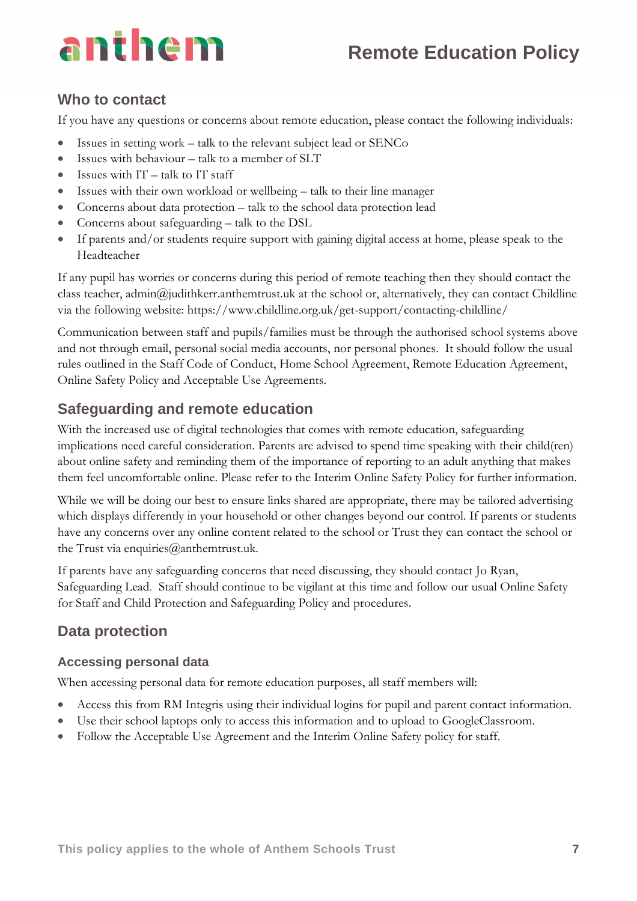## Who to contact

If you have any questions or concerns about remote education, please contact the following individuals:

- Issues in setting work – talk to the relevant subject lead or SENCo
- Issues with behaviour – talk to a member of SLT
- Issues with IT – talk to IT staff
- Issues with their own workload or wellbeing – talk to their line manager
- Concerns about data protection – talk to the school data protection lead
- Concerns about safeguarding – talk to the DSL
- If parents and/or students require support with gaining digital access at home, please speak to the Headteacher

If any pupil has worries or concerns during this period of remote teaching then they should contact the class teacher, admin@judithkerr.anthemtrust.uk at the school or, alternatively, they can contact Childline via the following website: https://www.childline.org.uk/get-support/contacting-childline/

Communication between staff and pupils/families must be through the authorised school systems above and not through email, personal social media accounts, nor personal phones. It should follow the usual rules outlined in the Staff Code of Conduct, Home School Agreement, Remote Education Agreement, Online Safety Policy and Acceptable Use Agreements.

## Safeguarding and remote education

With the increased use of digital technologies that comes with remote education, safeguarding implications need careful consideration. Parents are advised to spend time speaking with their child(ren) about online safety and reminding them of the importance of reporting to an adult anything that makes them feel uncomfortable online. Please refer to the Interim Online Safety Policy for further information.

While we will be doing our best to ensure links shared are appropriate, there may be tailored advertising which displays differently in your household or other changes beyond our control. If parents or students have any concerns over any online content related to the school or Trust they can contact the school or the Trust via enquiries@anthemtrust.uk.

If parents have any safeguarding concerns that need discussing, they should contact Jo Ryan, Safeguarding Lead. Staff should continue to be vigilant at this time and follow our usual Online Safety for Staff and Child Protection and Safeguarding Policy and procedures.

## Data protection

### Accessing personal data

When accessing personal data for remote education purposes, all staff members will:

- Access this from RM Integris using their individual logins for pupil and parent contact information.
- Use their school laptops only to access this information and to upload to GoogleClassroom.
- Follow the Acceptable Use Agreement and the Interim Online Safety policy for staff.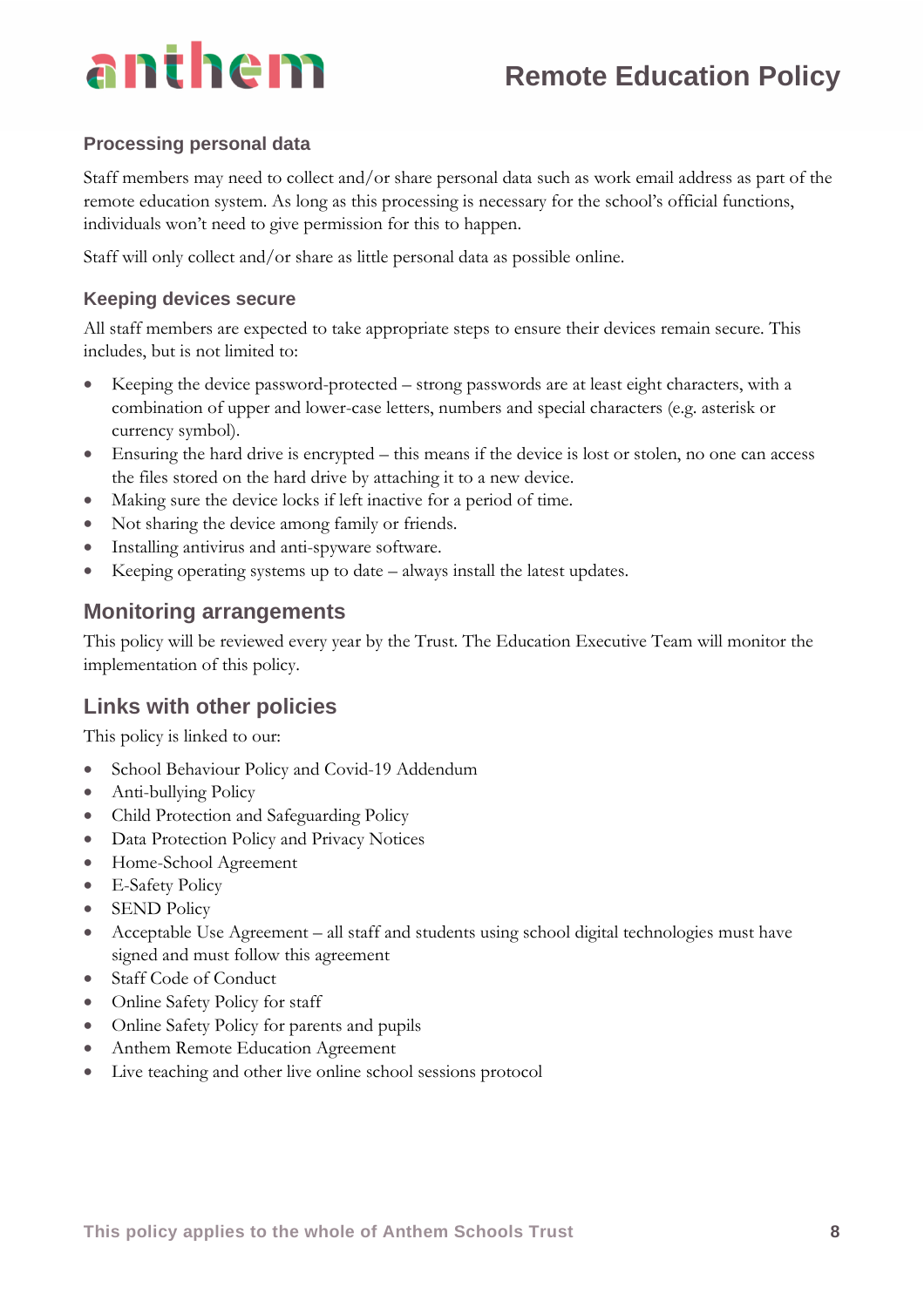### Processing personal data

Staff members may need to collect and/or share personal data such as work email address as part of the remote education system. As long as this processing is necessary for the school's official functions, individuals won't need to give permission for this to happen.

Staff will only collect and/or share as little personal data as possible online.

### Keeping devices secure

All staff members are expected to take appropriate steps to ensure their devices remain secure. This includes, but is not limited to:

- Keeping the device password-protected – strong passwords are at least eight characters, with a combination of upper and lower-case letters, numbers and special characters (e.g. asterisk or currency symbol).
- Ensuring the hard drive is encrypted – this means if the device is lost or stolen, no one can access the files stored on the hard drive by attaching it to a new device.
- Making sure the device locks if left inactive for a period of time.
- Not sharing the device among family or friends.
- Installing antivirus and anti-spyware software.
- Keeping operating systems up to date – always install the latest updates.

## Monitoring arrangements

This policy will be reviewed every year by the Trust. The Education Executive Team will monitor the implementation of this policy.

## Links with other policies

This policy is linked to our:

- School Behaviour Policy and Covid-19 Addendum
- Anti-bullying Policy
- Child Protection and Safeguarding Policy
- Data Protection Policy and Privacy Notices
- Home-School Agreement
- E-Safety Policy
- SEND Policy
- Acceptable Use Agreement – all staff and students using school digital technologies must have signed and must follow this agreement
- Staff Code of Conduct
- Online Safety Policy for staff
- Online Safety Policy for parents and pupils
- Anthem Remote Education Agreement
- Live teaching and other live online school sessions protocol